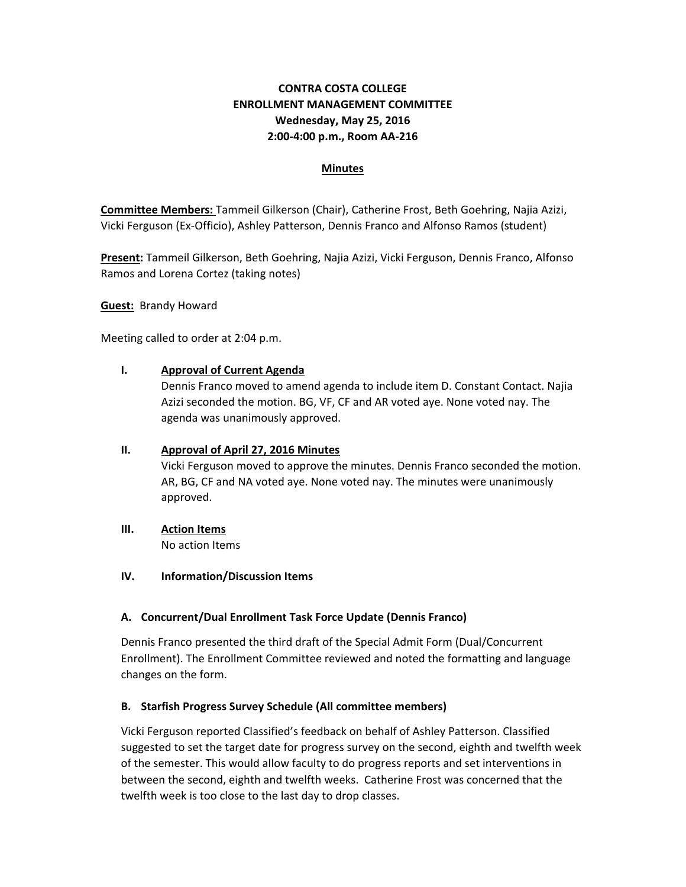# CONTRA COSTA COLLEGE
## ENROLLMENT MANAGEMENT COMMITTEE
**Wednesday, May 25, 2016**
**2:00-4:00 p.m., Room AA-216**

## Minutes

**Committee Members:** Tammeil Gilkerson (Chair), Catherine Frost, Beth Goehring, Najia Azizi, Vicki Ferguson (Ex-Officio), Ashley Patterson, Dennis Franco and Alfonso Ramos (student)

**Present:** Tammeil Gilkerson, Beth Goehring, Najia Azizi, Vicki Ferguson, Dennis Franco, Alfonso Ramos and Lorena Cortez (taking notes)

**Guest:** Brandy Howard

Meeting called to order at 2:04 p.m.

**I. Approval of Current Agenda**

Dennis Franco moved to amend agenda to include item D. Constant Contact. Najia Azizi seconded the motion. BG, VF, CF and AR voted aye. None voted nay. The agenda was unanimously approved.

**II. Approval of April 27, 2016 Minutes**

Vicki Ferguson moved to approve the minutes. Dennis Franco seconded the motion. AR, BG, CF and NA voted aye. None voted nay. The minutes were unanimously approved.

**III. Action Items**

No action Items

**IV. Information/Discussion Items**

### A. Concurrent/Dual Enrollment Task Force Update (Dennis Franco)

Dennis Franco presented the third draft of the Special Admit Form (Dual/Concurrent Enrollment). The Enrollment Committee reviewed and noted the formatting and language changes on the form.

### B. Starfish Progress Survey Schedule (All committee members)

Vicki Ferguson reported Classified's feedback on behalf of Ashley Patterson. Classified suggested to set the target date for progress survey on the second, eighth and twelfth week of the semester. This would allow faculty to do progress reports and set interventions in between the second, eighth and twelfth weeks. Catherine Frost was concerned that the twelfth week is too close to the last day to drop classes.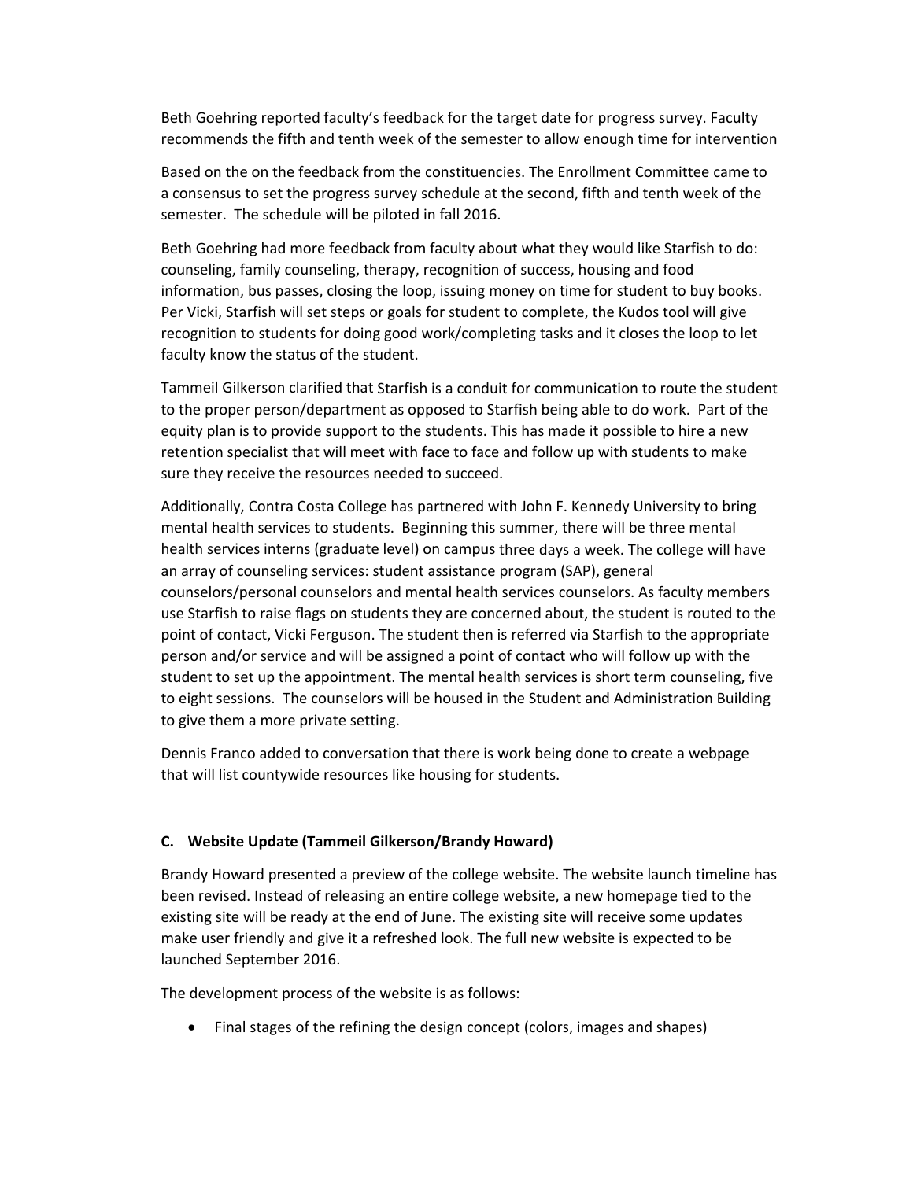Beth Goehring reported faculty's feedback for the target date for progress survey. Faculty recommends the fifth and tenth week of the semester to allow enough time for intervention

Based on the on the feedback from the constituencies. The Enrollment Committee came to a consensus to set the progress survey schedule at the second, fifth and tenth week of the semester. The schedule will be piloted in fall 2016.

Beth Goehring had more feedback from faculty about what they would like Starfish to do: counseling, family counseling, therapy, recognition of success, housing and food information, bus passes, closing the loop, issuing money on time for student to buy books. Per Vicki, Starfish will set steps or goals for student to complete, the Kudos tool will give recognition to students for doing good work/completing tasks and it closes the loop to let faculty know the status of the student.

Tammeil Gilkerson clarified that Starfish is a conduit for communication to route the student to the proper person/department as opposed to Starfish being able to do work. Part of the equity plan is to provide support to the students. This has made it possible to hire a new retention specialist that will meet with face to face and follow up with students to make sure they receive the resources needed to succeed.

Additionally, Contra Costa College has partnered with John F. Kennedy University to bring mental health services to students. Beginning this summer, there will be three mental health services interns (graduate level) on campus three days a week. The college will have an array of counseling services: student assistance program (SAP), general counselors/personal counselors and mental health services counselors. As faculty members use Starfish to raise flags on students they are concerned about, the student is routed to the point of contact, Vicki Ferguson. The student then is referred via Starfish to the appropriate person and/or service and will be assigned a point of contact who will follow up with the student to set up the appointment. The mental health services is short term counseling, five to eight sessions. The counselors will be housed in the Student and Administration Building to give them a more private setting.

Dennis Franco added to conversation that there is work being done to create a webpage that will list countywide resources like housing for students.

**C. Website Update (Tammeil Gilkerson/Brandy Howard)**

Brandy Howard presented a preview of the college website. The website launch timeline has been revised. Instead of releasing an entire college website, a new homepage tied to the existing site will be ready at the end of June. The existing site will receive some updates make user friendly and give it a refreshed look. The full new website is expected to be launched September 2016.

The development process of the website is as follows:

- Final stages of the refining the design concept (colors, images and shapes)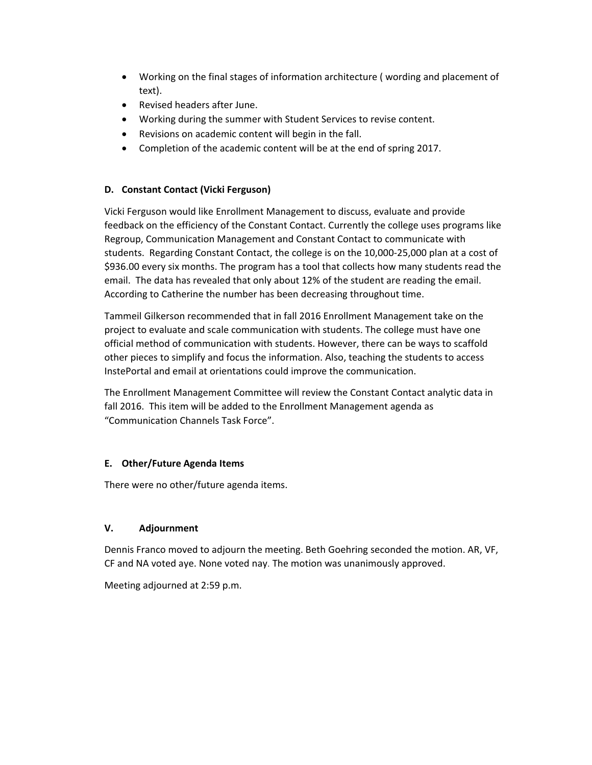- Working on the final stages of information architecture ( wording and placement of text).
- Revised headers after June.
- Working during the summer with Student Services to revise content.
- Revisions on academic content will begin in the fall.
- Completion of the academic content will be at the end of spring 2017.

### D. Constant Contact (Vicki Ferguson)

Vicki Ferguson would like Enrollment Management to discuss, evaluate and provide feedback on the efficiency of the Constant Contact. Currently the college uses programs like Regroup, Communication Management and Constant Contact to communicate with students. Regarding Constant Contact, the college is on the 10,000-25,000 plan at a cost of $936.00 every six months. The program has a tool that collects how many students read the email. The data has revealed that only about 12% of the student are reading the email. According to Catherine the number has been decreasing throughout time.

Tammeil Gilkerson recommended that in fall 2016 Enrollment Management take on the project to evaluate and scale communication with students. The college must have one official method of communication with students. However, there can be ways to scaffold other pieces to simplify and focus the information. Also, teaching the students to access InstePortal and email at orientations could improve the communication.

The Enrollment Management Committee will review the Constant Contact analytic data in fall 2016. This item will be added to the Enrollment Management agenda as "Communication Channels Task Force".

### E. Other/Future Agenda Items

There were no other/future agenda items.

## V. Adjournment

Dennis Franco moved to adjourn the meeting. Beth Goehring seconded the motion. AR, VF, CF and NA voted aye. None voted nay. The motion was unanimously approved.

Meeting adjourned at 2:59 p.m.